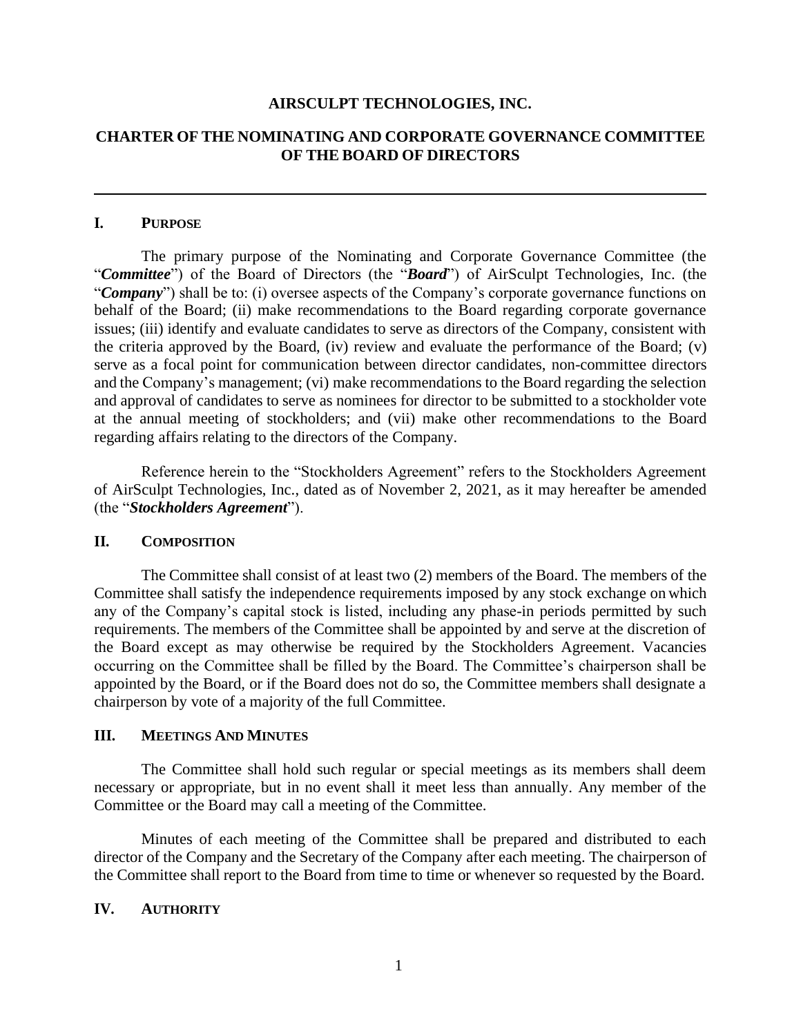**AIRSCULPT TECHNOLOGIES, INC.**

# CHARTER OF THE NOMINATING AND CORPORATE GOVERNANCE COMMITTEE OF THE BOARD OF DIRECTORS

---

## I. PURPOSE

The primary purpose of the Nominating and Corporate Governance Committee (the "***Committee***") of the Board of Directors (the "***Board***") of AirSculpt Technologies, Inc. (the "***Company***") shall be to: (i) oversee aspects of the Company's corporate governance functions on behalf of the Board; (ii) make recommendations to the Board regarding corporate governance issues; (iii) identify and evaluate candidates to serve as directors of the Company, consistent with the criteria approved by the Board, (iv) review and evaluate the performance of the Board; (v) serve as a focal point for communication between director candidates, non-committee directors and the Company's management; (vi) make recommendations to the Board regarding the selection and approval of candidates to serve as nominees for director to be submitted to a stockholder vote at the annual meeting of stockholders; and (vii) make other recommendations to the Board regarding affairs relating to the directors of the Company.

Reference herein to the "Stockholders Agreement" refers to the Stockholders Agreement of AirSculpt Technologies, Inc., dated as of November 2, 2021, as it may hereafter be amended (the "***Stockholders Agreement***").

## II. COMPOSITION

The Committee shall consist of at least two (2) members of the Board. The members of the Committee shall satisfy the independence requirements imposed by any stock exchange on which any of the Company's capital stock is listed, including any phase-in periods permitted by such requirements. The members of the Committee shall be appointed by and serve at the discretion of the Board except as may otherwise be required by the Stockholders Agreement. Vacancies occurring on the Committee shall be filled by the Board. The Committee's chairperson shall be appointed by the Board, or if the Board does not do so, the Committee members shall designate a chairperson by vote of a majority of the full Committee.

## III. MEETINGS AND MINUTES

The Committee shall hold such regular or special meetings as its members shall deem necessary or appropriate, but in no event shall it meet less than annually. Any member of the Committee or the Board may call a meeting of the Committee.

Minutes of each meeting of the Committee shall be prepared and distributed to each director of the Company and the Secretary of the Company after each meeting. The chairperson of the Committee shall report to the Board from time to time or whenever so requested by the Board.

## IV. AUTHORITY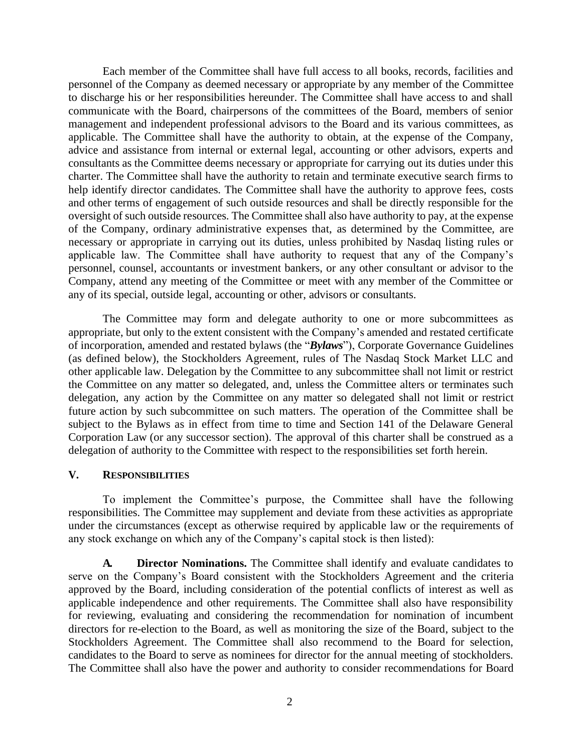Each member of the Committee shall have full access to all books, records, facilities and personnel of the Company as deemed necessary or appropriate by any member of the Committee to discharge his or her responsibilities hereunder. The Committee shall have access to and shall communicate with the Board, chairpersons of the committees of the Board, members of senior management and independent professional advisors to the Board and its various committees, as applicable. The Committee shall have the authority to obtain, at the expense of the Company, advice and assistance from internal or external legal, accounting or other advisors, experts and consultants as the Committee deems necessary or appropriate for carrying out its duties under this charter. The Committee shall have the authority to retain and terminate executive search firms to help identify director candidates. The Committee shall have the authority to approve fees, costs and other terms of engagement of such outside resources and shall be directly responsible for the oversight of such outside resources. The Committee shall also have authority to pay, at the expense of the Company, ordinary administrative expenses that, as determined by the Committee, are necessary or appropriate in carrying out its duties, unless prohibited by Nasdaq listing rules or applicable law. The Committee shall have authority to request that any of the Company's personnel, counsel, accountants or investment bankers, or any other consultant or advisor to the Company, attend any meeting of the Committee or meet with any member of the Committee or any of its special, outside legal, accounting or other, advisors or consultants.

The Committee may form and delegate authority to one or more subcommittees as appropriate, but only to the extent consistent with the Company's amended and restated certificate of incorporation, amended and restated bylaws (the "***Bylaws***"), Corporate Governance Guidelines (as defined below), the Stockholders Agreement, rules of The Nasdaq Stock Market LLC and other applicable law. Delegation by the Committee to any subcommittee shall not limit or restrict the Committee on any matter so delegated, and, unless the Committee alters or terminates such delegation, any action by the Committee on any matter so delegated shall not limit or restrict future action by such subcommittee on such matters. The operation of the Committee shall be subject to the Bylaws as in effect from time to time and Section 141 of the Delaware General Corporation Law (or any successor section). The approval of this charter shall be construed as a delegation of authority to the Committee with respect to the responsibilities set forth herein.

## V. RESPONSIBILITIES

To implement the Committee's purpose, the Committee shall have the following responsibilities. The Committee may supplement and deviate from these activities as appropriate under the circumstances (except as otherwise required by applicable law or the requirements of any stock exchange on which any of the Company's capital stock is then listed):

**A. Director Nominations.** The Committee shall identify and evaluate candidates to serve on the Company's Board consistent with the Stockholders Agreement and the criteria approved by the Board, including consideration of the potential conflicts of interest as well as applicable independence and other requirements. The Committee shall also have responsibility for reviewing, evaluating and considering the recommendation for nomination of incumbent directors for re-election to the Board, as well as monitoring the size of the Board, subject to the Stockholders Agreement. The Committee shall also recommend to the Board for selection, candidates to the Board to serve as nominees for director for the annual meeting of stockholders. The Committee shall also have the power and authority to consider recommendations for Board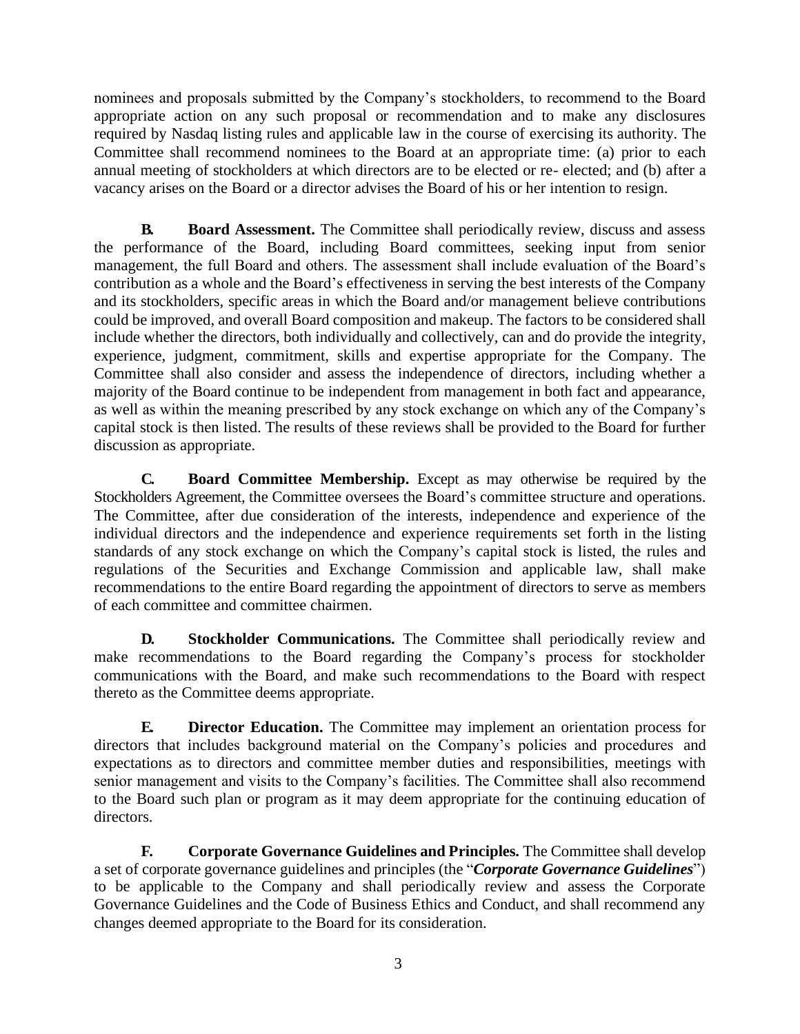nominees and proposals submitted by the Company's stockholders, to recommend to the Board appropriate action on any such proposal or recommendation and to make any disclosures required by Nasdaq listing rules and applicable law in the course of exercising its authority. The Committee shall recommend nominees to the Board at an appropriate time: (a) prior to each annual meeting of stockholders at which directors are to be elected or re- elected; and (b) after a vacancy arises on the Board or a director advises the Board of his or her intention to resign.

**B. Board Assessment.** The Committee shall periodically review, discuss and assess the performance of the Board, including Board committees, seeking input from senior management, the full Board and others. The assessment shall include evaluation of the Board's contribution as a whole and the Board's effectiveness in serving the best interests of the Company and its stockholders, specific areas in which the Board and/or management believe contributions could be improved, and overall Board composition and makeup. The factors to be considered shall include whether the directors, both individually and collectively, can and do provide the integrity, experience, judgment, commitment, skills and expertise appropriate for the Company. The Committee shall also consider and assess the independence of directors, including whether a majority of the Board continue to be independent from management in both fact and appearance, as well as within the meaning prescribed by any stock exchange on which any of the Company's capital stock is then listed. The results of these reviews shall be provided to the Board for further discussion as appropriate.

**C. Board Committee Membership.** Except as may otherwise be required by the Stockholders Agreement, the Committee oversees the Board's committee structure and operations. The Committee, after due consideration of the interests, independence and experience of the individual directors and the independence and experience requirements set forth in the listing standards of any stock exchange on which the Company's capital stock is listed, the rules and regulations of the Securities and Exchange Commission and applicable law, shall make recommendations to the entire Board regarding the appointment of directors to serve as members of each committee and committee chairmen.

**D. Stockholder Communications.** The Committee shall periodically review and make recommendations to the Board regarding the Company's process for stockholder communications with the Board, and make such recommendations to the Board with respect thereto as the Committee deems appropriate.

**E. Director Education.** The Committee may implement an orientation process for directors that includes background material on the Company's policies and procedures and expectations as to directors and committee member duties and responsibilities, meetings with senior management and visits to the Company's facilities. The Committee shall also recommend to the Board such plan or program as it may deem appropriate for the continuing education of directors.

**F. Corporate Governance Guidelines and Principles.** The Committee shall develop a set of corporate governance guidelines and principles (the "***Corporate Governance Guidelines***") to be applicable to the Company and shall periodically review and assess the Corporate Governance Guidelines and the Code of Business Ethics and Conduct, and shall recommend any changes deemed appropriate to the Board for its consideration.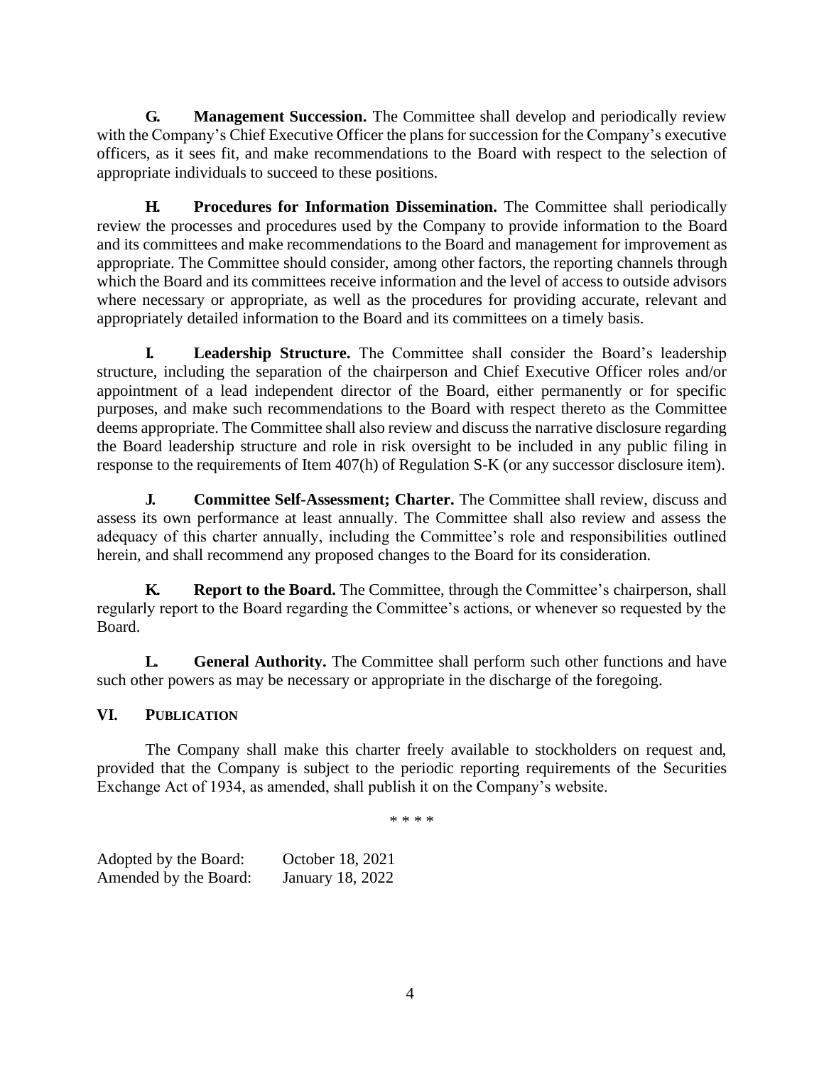**G. Management Succession.** The Committee shall develop and periodically review with the Company's Chief Executive Officer the plans for succession for the Company's executive officers, as it sees fit, and make recommendations to the Board with respect to the selection of appropriate individuals to succeed to these positions.

**H. Procedures for Information Dissemination.** The Committee shall periodically review the processes and procedures used by the Company to provide information to the Board and its committees and make recommendations to the Board and management for improvement as appropriate. The Committee should consider, among other factors, the reporting channels through which the Board and its committees receive information and the level of access to outside advisors where necessary or appropriate, as well as the procedures for providing accurate, relevant and appropriately detailed information to the Board and its committees on a timely basis.

**I. Leadership Structure.** The Committee shall consider the Board's leadership structure, including the separation of the chairperson and Chief Executive Officer roles and/or appointment of a lead independent director of the Board, either permanently or for specific purposes, and make such recommendations to the Board with respect thereto as the Committee deems appropriate. The Committee shall also review and discuss the narrative disclosure regarding the Board leadership structure and role in risk oversight to be included in any public filing in response to the requirements of Item 407(h) of Regulation S-K (or any successor disclosure item).

**J. Committee Self-Assessment; Charter.** The Committee shall review, discuss and assess its own performance at least annually. The Committee shall also review and assess the adequacy of this charter annually, including the Committee's role and responsibilities outlined herein, and shall recommend any proposed changes to the Board for its consideration.

**K. Report to the Board.** The Committee, through the Committee's chairperson, shall regularly report to the Board regarding the Committee's actions, or whenever so requested by the Board.

**L. General Authority.** The Committee shall perform such other functions and have such other powers as may be necessary or appropriate in the discharge of the foregoing.

## VI. PUBLICATION

The Company shall make this charter freely available to stockholders on request and, provided that the Company is subject to the periodic reporting requirements of the Securities Exchange Act of 1934, as amended, shall publish it on the Company's website.

\* \* \* \*

| | |
|---|---|
| Adopted by the Board: | October 18, 2021 |
| Amended by the Board: | January 18, 2022 |